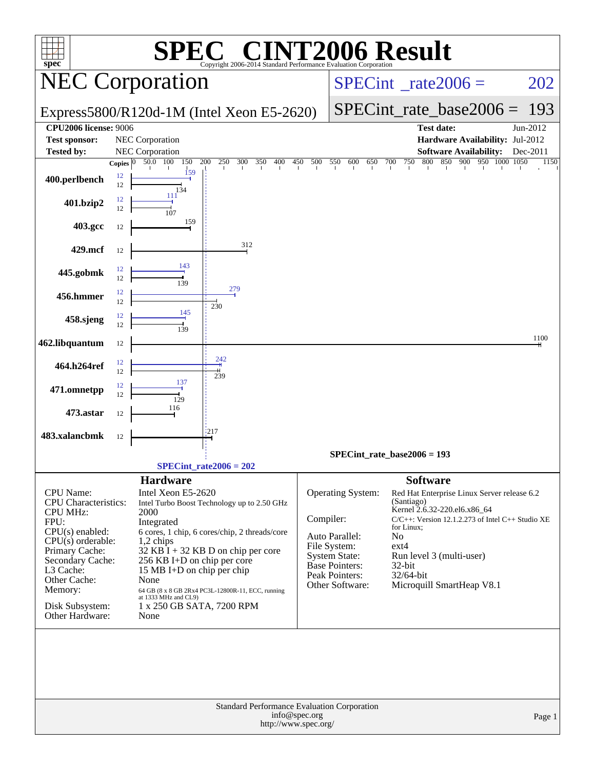# SPEC CINT2006 Result

Copyright 2006-2014 Standard Performance Evaluation Corporation

## NEC Corporation

**Express5800/R120d-1M (Intel Xeon E5-2620)**

SPECint_rate2006 = 202

SPECint_rate_base2006 = 193

| | | | |
|---|---|---|---|
| **CPU2006 license:** 9006 | | **Test date:** | Jun-2012 |
| **Test sponsor:** | NEC Corporation | **Hardware Availability:** | Jul-2012 |
| **Tested by:** | NEC Corporation | **Software Availability:** | Dec-2011 |

| Benchmark | Copies (peak) | Copies (base) | Peak | Base |
|---|---|---|---|---|
| 400.perlbench | 12 | 12 | 159 | 134 |
| 401.bzip2 | 12 | 12 | 111 | 107 |
| 403.gcc | | 12 | | 159 |
| 429.mcf | | 12 | | 312 |
| 445.gobmk | 12 | 12 | 143 | 139 |
| 456.hmmer | 12 | 12 | 279 | 230 |
| 458.sjeng | 12 | 12 | 145 | 139 |
| 462.libquantum | | 12 | | 1100 |
| 464.h264ref | 12 | 12 | 242 | 239 |
| 471.omnetpp | 12 | 12 | 137 | 129 |
| 473.astar | | 12 | | 116 |
| 483.xalancbmk | | 12 | | 217 |

SPECint_rate_base2006 = 193

SPECint_rate2006 = 202

### Hardware

| | |
|---|---|
| CPU Name: | Intel Xeon E5-2620 |
| CPU Characteristics: | Intel Turbo Boost Technology up to 2.50 GHz |
| CPU MHz: | 2000 |
| FPU: | Integrated |
| CPU(s) enabled: | 6 cores, 1 chip, 6 cores/chip, 2 threads/core |
| CPU(s) orderable: | 1,2 chips |
| Primary Cache: | 32 KB I + 32 KB D on chip per core |
| Secondary Cache: | 256 KB I+D on chip per core |
| L3 Cache: | 15 MB I+D on chip per chip |
| Other Cache: | None |
| Memory: | 64 GB (8 x 8 GB 2Rx4 PC3L-12800R-11, ECC, running at 1333 MHz and CL9) |
| Disk Subsystem: | 1 x 250 GB SATA, 7200 RPM |
| Other Hardware: | None |

### Software

| | |
|---|---|
| Operating System: | Red Hat Enterprise Linux Server release 6.2 (Santiago) Kernel 2.6.32-220.el6.x86_64 |
| Compiler: | C/C++: Version 12.1.2.273 of Intel C++ Studio XE for Linux; |
| Auto Parallel: | No |
| File System: | ext4 |
| System State: | Run level 3 (multi-user) |
| Base Pointers: | 32-bit |
| Peak Pointers: | 32/64-bit |
| Other Software: | Microquill SmartHeap V8.1 |

Standard Performance Evaluation Corporation
info@spec.org
http://www.spec.org/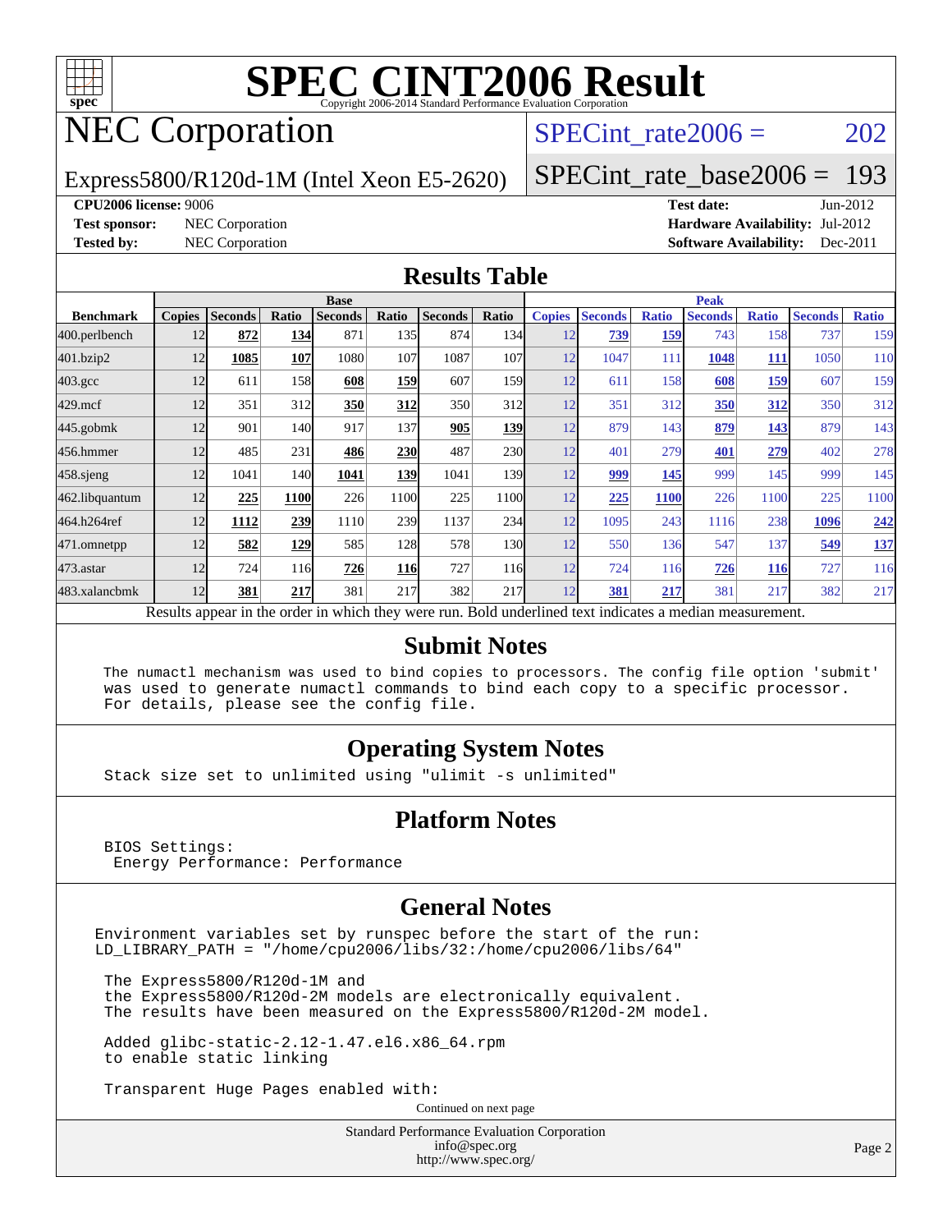# SPEC CINT2006 Result

Copyright 2006-2014 Standard Performance Evaluation Corporation

## NEC Corporation

Express5800/R120d-1M (Intel Xeon E5-2620)

SPECint_rate2006 = 202

SPECint_rate_base2006 = 193

**CPU2006 license:** 9006
**Test sponsor:** NEC Corporation
**Tested by:** NEC Corporation

**Test date:** Jun-2012
**Hardware Availability:** Jul-2012
**Software Availability:** Dec-2011

## Results Table

| Benchmark | Base | | | | | | | Peak | | | | | | |
|---|---|---|---|---|---|---|---|---|---|---|---|---|---|---|
| | Copies | Seconds | Ratio | Seconds | Ratio | Seconds | Ratio | Copies | Seconds | Ratio | Seconds | Ratio | Seconds | Ratio |
| 400.perlbench | 12 | **872** | **134** | 871 | 135 | 874 | 134 | 12 | **739** | **159** | 743 | 158 | 737 | 159 |
| 401.bzip2 | 12 | **1085** | **107** | 1080 | 107 | 1087 | 107 | 12 | 1047 | 111 | **1048** | **111** | 1050 | 110 |
| 403.gcc | 12 | 611 | 158 | **608** | **159** | 607 | 159 | 12 | 611 | 158 | **608** | **159** | 607 | 159 |
| 429.mcf | 12 | 351 | 312 | **350** | **312** | 350 | 312 | 12 | 351 | 312 | **350** | **312** | 350 | 312 |
| 445.gobmk | 12 | 901 | 140 | 917 | 137 | **905** | **139** | 12 | 879 | 143 | **879** | **143** | 879 | 143 |
| 456.hmmer | 12 | 485 | 231 | **486** | **230** | 487 | 230 | 12 | 401 | 279 | **401** | **279** | 402 | 278 |
| 458.sjeng | 12 | 1041 | 140 | **1041** | **139** | 1041 | 139 | 12 | **999** | **145** | 999 | 145 | 999 | 145 |
| 462.libquantum | 12 | **225** | **1100** | 226 | 1100 | 225 | 1100 | 12 | **225** | **1100** | 226 | 1100 | 225 | 1100 |
| 464.h264ref | 12 | **1112** | **239** | 1110 | 239 | 1137 | 234 | 12 | 1095 | 243 | 1116 | 238 | **1096** | **242** |
| 471.omnetpp | 12 | **582** | **129** | 585 | 128 | 578 | 130 | 12 | 550 | 136 | 547 | 137 | **549** | **137** |
| 473.astar | 12 | 724 | 116 | **726** | **116** | 727 | 116 | 12 | 724 | 116 | **726** | **116** | 727 | 116 |
| 483.xalancbmk | 12 | **381** | **217** | 381 | 217 | 382 | 217 | 12 | **381** | **217** | 381 | 217 | 382 | 217 |

Results appear in the order in which they were run. Bold underlined text indicates a median measurement.

## Submit Notes

```
The numactl mechanism was used to bind copies to processors. The config file option 'submit'
was used to generate numactl commands to bind each copy to a specific processor.
For details, please see the config file.
```

## Operating System Notes

```
Stack size set to unlimited using "ulimit -s unlimited"
```

## Platform Notes

```
BIOS Settings:
 Energy Performance: Performance
```

## General Notes

```
Environment variables set by runspec before the start of the run:
LD_LIBRARY_PATH = "/home/cpu2006/libs/32:/home/cpu2006/libs/64"

 The Express5800/R120d-1M and
 the Express5800/R120d-2M models are electronically equivalent.
 The results have been measured on the Express5800/R120d-2M model.

 Added glibc-static-2.12-1.47.el6.x86_64.rpm
 to enable static linking

 Transparent Huge Pages enabled with:
```

Continued on next page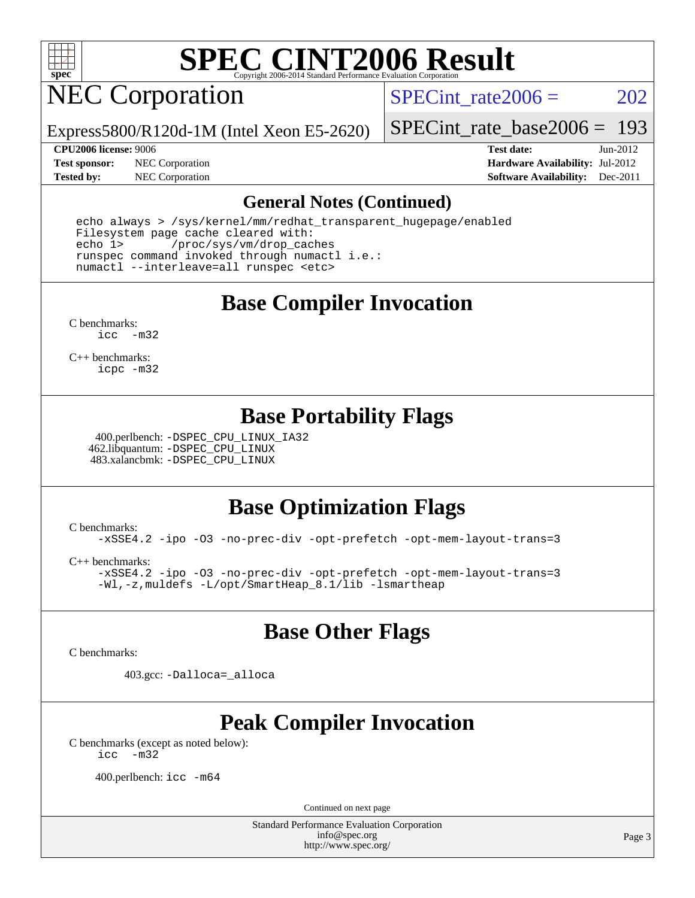# SPEC CINT2006 Result

Copyright 2006-2014 Standard Performance Evaluation Corporation

## NEC Corporation

Express5800/R120d-1M (Intel Xeon E5-2620)

SPECint_rate2006 = 202

SPECint_rate_base2006 = 193

**CPU2006 license:** 9006
**Test sponsor:** NEC Corporation
**Tested by:** NEC Corporation

**Test date:** Jun-2012
**Hardware Availability:** Jul-2012
**Software Availability:** Dec-2011

### General Notes (Continued)

```
echo always > /sys/kernel/mm/redhat_transparent_hugepage/enabled
Filesystem page cache cleared with:
echo 1>       /proc/sys/vm/drop_caches
runspec command invoked through numactl i.e.:
numactl --interleave=all runspec <etc>
```

### Base Compiler Invocation

C benchmarks:
`icc -m32`

C++ benchmarks:
`icpc -m32`

### Base Portability Flags

400.perlbench: `-DSPEC_CPU_LINUX_IA32`
462.libquantum: `-DSPEC_CPU_LINUX`
483.xalancbmk: `-DSPEC_CPU_LINUX`

### Base Optimization Flags

C benchmarks:
`-xSSE4.2 -ipo -O3 -no-prec-div -opt-prefetch -opt-mem-layout-trans=3`

C++ benchmarks:
`-xSSE4.2 -ipo -O3 -no-prec-div -opt-prefetch -opt-mem-layout-trans=3 -Wl,-z,muldefs -L/opt/SmartHeap_8.1/lib -lsmartheap`

### Base Other Flags

C benchmarks:

403.gcc: `-Dalloca=_alloca`

### Peak Compiler Invocation

C benchmarks (except as noted below):
`icc -m32`

400.perlbench: `icc -m64`

Continued on next page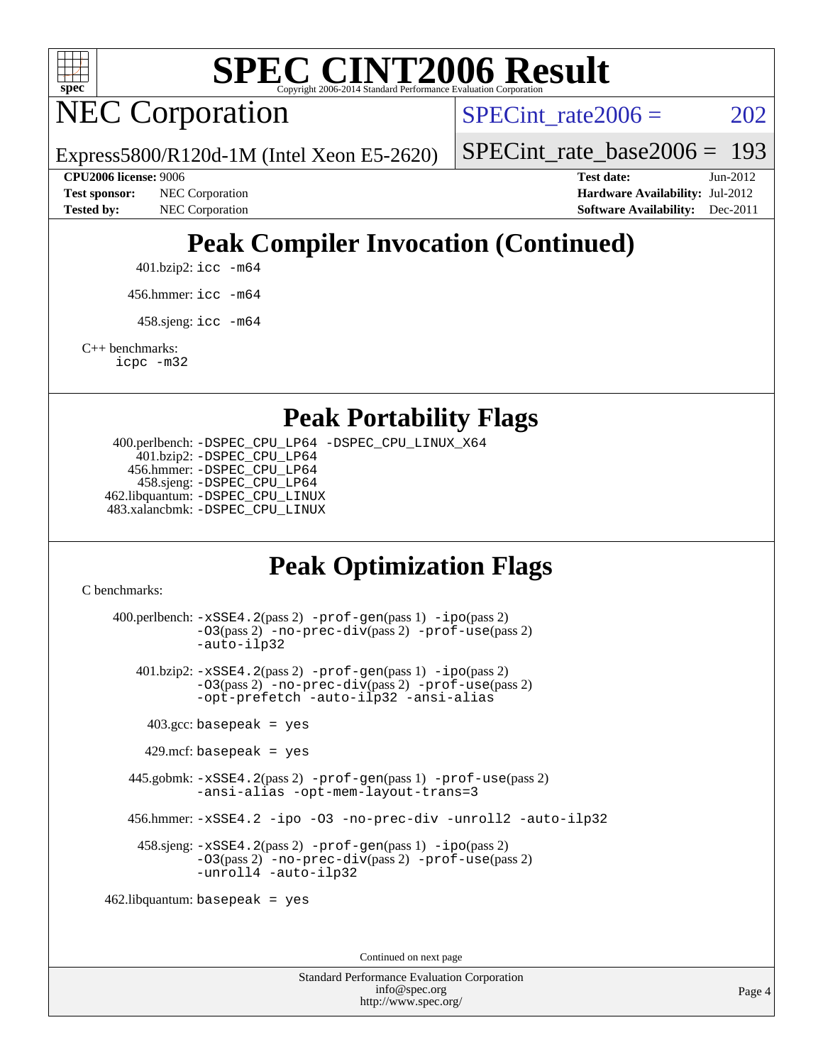# SPEC CINT2006 Result

Copyright 2006-2014 Standard Performance Evaluation Corporation

## NEC Corporation

Express5800/R120d-1M (Intel Xeon E5-2620)

SPECint_rate2006 = 202

SPECint_rate_base2006 = 193

| | | | |
|---|---|---|---|
| **CPU2006 license:** 9006 | | **Test date:** | Jun-2012 |
| **Test sponsor:** | NEC Corporation | **Hardware Availability:** | Jul-2012 |
| **Tested by:** | NEC Corporation | **Software Availability:** | Dec-2011 |

## Peak Compiler Invocation (Continued)

401.bzip2: `icc -m64`

456.hmmer: `icc -m64`

458.sjeng: `icc -m64`

C++ benchmarks:
`icpc -m32`

## Peak Portability Flags

400.perlbench: `-DSPEC_CPU_LP64 -DSPEC_CPU_LINUX_X64`
401.bzip2: `-DSPEC_CPU_LP64`
456.hmmer: `-DSPEC_CPU_LP64`
458.sjeng: `-DSPEC_CPU_LP64`
462.libquantum: `-DSPEC_CPU_LINUX`
483.xalancbmk: `-DSPEC_CPU_LINUX`

## Peak Optimization Flags

C benchmarks:

400.perlbench: `-xSSE4.2`(pass 2) `-prof-gen`(pass 1) `-ipo`(pass 2) `-O3`(pass 2) `-no-prec-div`(pass 2) `-prof-use`(pass 2) `-auto-ilp32`

401.bzip2: `-xSSE4.2`(pass 2) `-prof-gen`(pass 1) `-ipo`(pass 2) `-O3`(pass 2) `-no-prec-div`(pass 2) `-prof-use`(pass 2) `-opt-prefetch -auto-ilp32 -ansi-alias`

403.gcc: `basepeak = yes`

429.mcf: `basepeak = yes`

445.gobmk: `-xSSE4.2`(pass 2) `-prof-gen`(pass 1) `-prof-use`(pass 2) `-ansi-alias -opt-mem-layout-trans=3`

456.hmmer: `-xSSE4.2 -ipo -O3 -no-prec-div -unroll2 -auto-ilp32`

458.sjeng: `-xSSE4.2`(pass 2) `-prof-gen`(pass 1) `-ipo`(pass 2) `-O3`(pass 2) `-no-prec-div`(pass 2) `-prof-use`(pass 2) `-unroll4 -auto-ilp32`

462.libquantum: `basepeak = yes`

Continued on next page

Standard Performance Evaluation Corporation
info@spec.org
http://www.spec.org/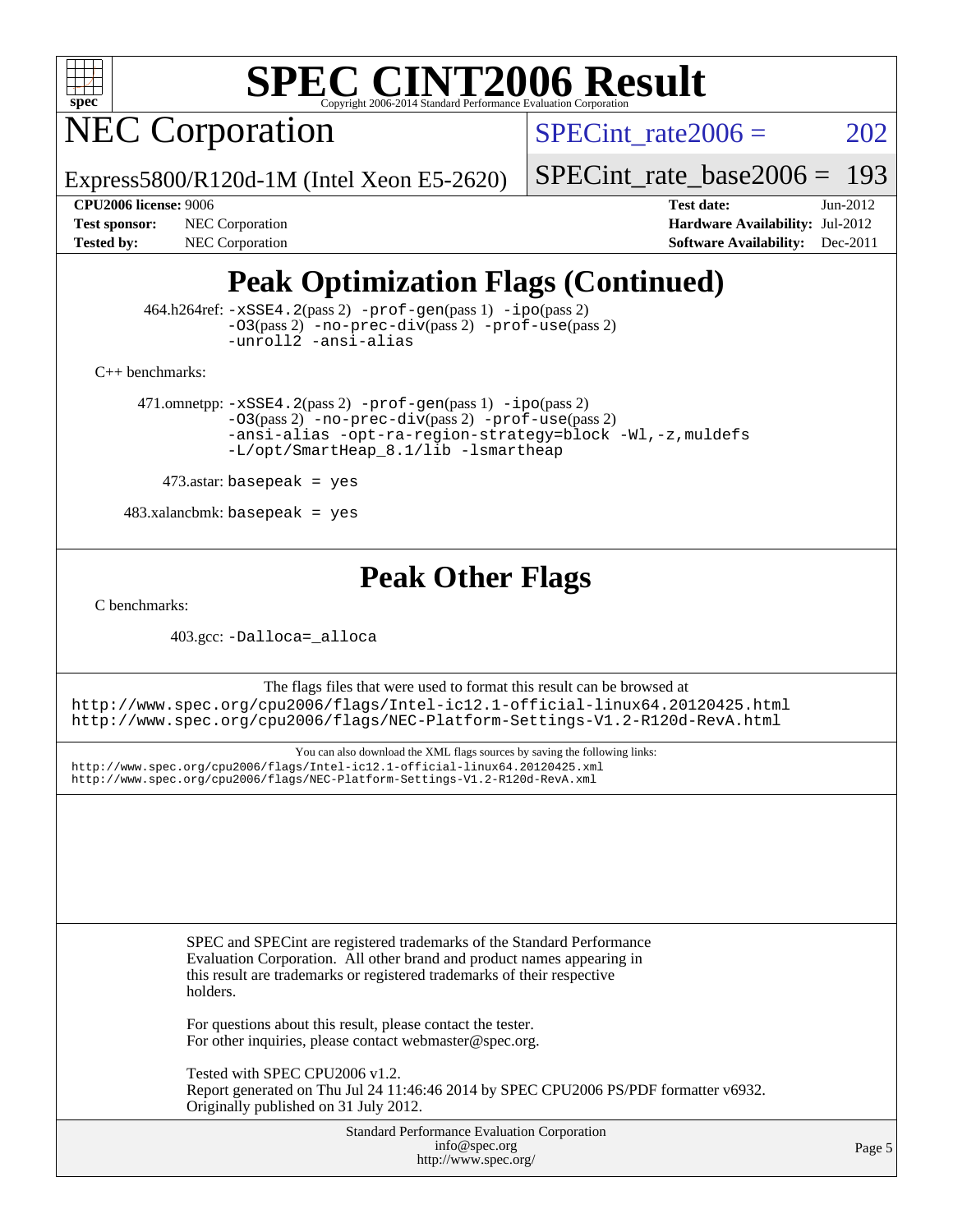# SPEC CINT2006 Result

Copyright 2006-2014 Standard Performance Evaluation Corporation

## NEC Corporation

Express5800/R120d-1M (Intel Xeon E5-2620)

SPECint_rate2006 = 202

SPECint_rate_base2006 = 193

**CPU2006 license:** 9006
**Test sponsor:** NEC Corporation
**Tested by:** NEC Corporation

**Test date:** Jun-2012
**Hardware Availability:** Jul-2012
**Software Availability:** Dec-2011

## Peak Optimization Flags (Continued)

464.h264ref: -xSSE4.2(pass 2) -prof-gen(pass 1) -ipo(pass 2) -O3(pass 2) -no-prec-div(pass 2) -prof-use(pass 2) -unroll2 -ansi-alias

C++ benchmarks:

471.omnetpp: -xSSE4.2(pass 2) -prof-gen(pass 1) -ipo(pass 2) -O3(pass 2) -no-prec-div(pass 2) -prof-use(pass 2) -ansi-alias -opt-ra-region-strategy=block -Wl,-z,muldefs -L/opt/SmartHeap_8.1/lib -lsmartheap

473.astar: basepeak = yes

483.xalancbmk: basepeak = yes

## Peak Other Flags

C benchmarks:

403.gcc: -Dalloca=_alloca

The flags files that were used to format this result can be browsed at
http://www.spec.org/cpu2006/flags/Intel-ic12.1-official-linux64.20120425.html
http://www.spec.org/cpu2006/flags/NEC-Platform-Settings-V1.2-R120d-RevA.html

You can also download the XML flags sources by saving the following links:
http://www.spec.org/cpu2006/flags/Intel-ic12.1-official-linux64.20120425.xml
http://www.spec.org/cpu2006/flags/NEC-Platform-Settings-V1.2-R120d-RevA.xml

SPEC and SPECint are registered trademarks of the Standard Performance Evaluation Corporation. All other brand and product names appearing in this result are trademarks or registered trademarks of their respective holders.

For questions about this result, please contact the tester.
For other inquiries, please contact webmaster@spec.org.

Tested with SPEC CPU2006 v1.2.
Report generated on Thu Jul 24 11:46:46 2014 by SPEC CPU2006 PS/PDF formatter v6932.
Originally published on 31 July 2012.

Standard Performance Evaluation Corporation
info@spec.org
http://www.spec.org/